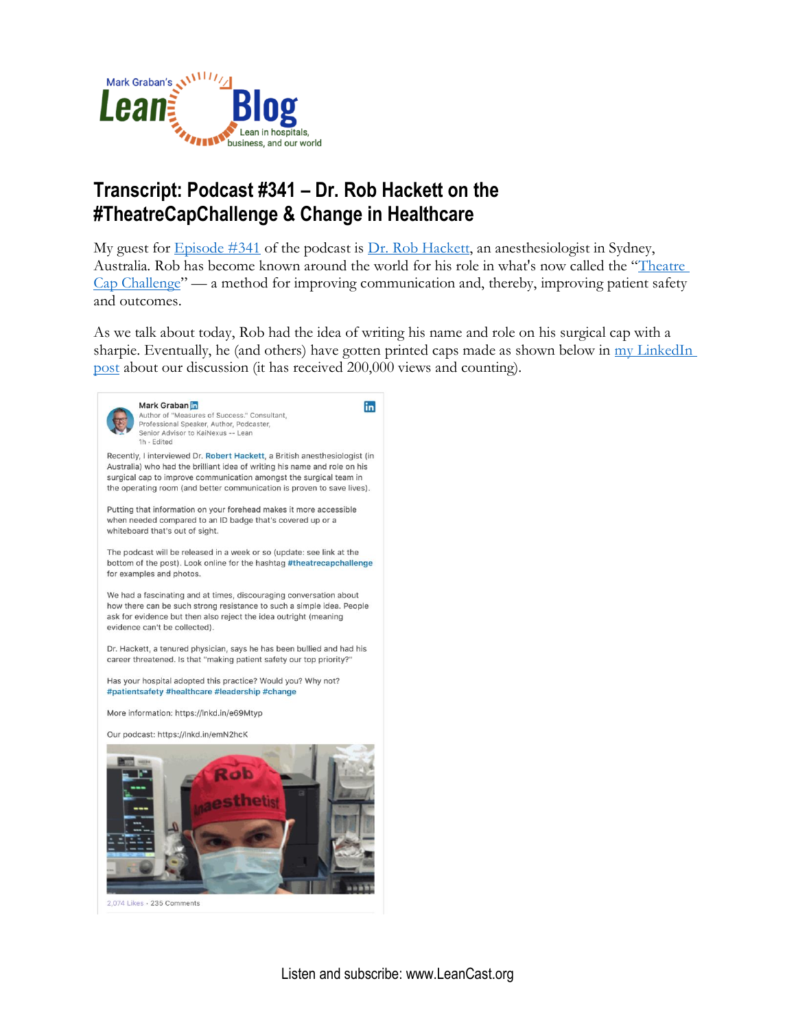# Transcript: Podcast #341 – Dr. Rob Hackett on the #TheatreCapChallenge & Change in Healthcare

My guest for Episode #341 of the podcast is Dr. Rob Hackett, an anesthesiologist in Sydney, Australia. Rob has become known around the world for his role in what's now called the "Theatre Cap Challenge" — a method for improving communication and, thereby, improving patient safety and outcomes.

As we talk about today, Rob had the idea of writing his name and role on his surgical cap with a sharpie. Eventually, he (and others) have gotten printed caps made as shown below in my LinkedIn post about our discussion (it has received 200,000 views and counting).

Mark Graban
Author of "Measures of Success." Consultant, Professional Speaker, Author, Podcaster, Senior Advisor to KaiNexus -- Lean
1h · Edited

Recently, I interviewed Dr. Robert Hackett, a British anesthesiologist (in Australia) who had the brilliant idea of writing his name and role on his surgical cap to improve communication amongst the surgical team in the operating room (and better communication is proven to save lives).

Putting that information on your forehead makes it more accessible when needed compared to an ID badge that's covered up or a whiteboard that's out of sight.

The podcast will be released in a week or so (update: see link at the bottom of the post). Look online for the hashtag #theatrecapchallenge for examples and photos.

We had a fascinating and at times, discouraging conversation about how there can be such strong resistance to such a simple idea. People ask for evidence but then also reject the idea outright (meaning evidence can't be collected).

Dr. Hackett, a tenured physician, says he has been bullied and had his career threatened. Is that "making patient safety our top priority?"

Has your hospital adopted this practice? Would you? Why not? #patientsafety #healthcare #leadership #change

More information: https://lnkd.in/e69Mtyp

Our podcast: https://lnkd.in/emN2hcK

2,074 Likes · 235 Comments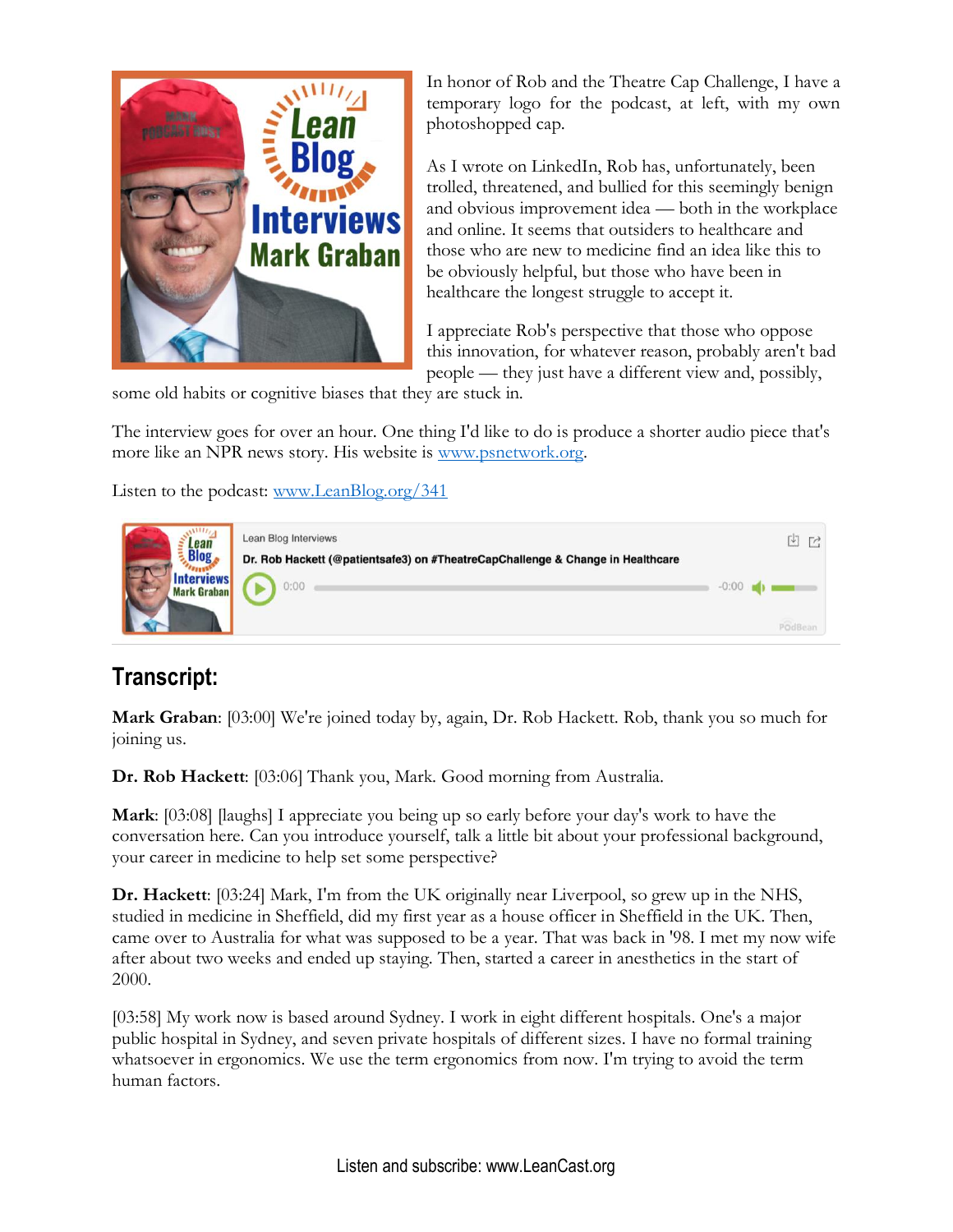In honor of Rob and the Theatre Cap Challenge, I have a temporary logo for the podcast, at left, with my own photoshopped cap.

As I wrote on LinkedIn, Rob has, unfortunately, been trolled, threatened, and bullied for this seemingly benign and obvious improvement idea — both in the workplace and online. It seems that outsiders to healthcare and those who are new to medicine find an idea like this to be obviously helpful, but those who have been in healthcare the longest struggle to accept it.

I appreciate Rob's perspective that those who oppose this innovation, for whatever reason, probably aren't bad people — they just have a different view and, possibly, some old habits or cognitive biases that they are stuck in.

The interview goes for over an hour. One thing I'd like to do is produce a shorter audio piece that's more like an NPR news story. His website is [www.psnetwork.org](www.psnetwork.org).

Listen to the podcast: [www.LeanBlog.org/341](www.LeanBlog.org/341)

Lean Blog Interviews
Dr. Rob Hackett (@patientsafe3) on #TheatreCapChallenge & Change in Healthcare

## Transcript:

**Mark Graban**: [03:00] We're joined today by, again, Dr. Rob Hackett. Rob, thank you so much for joining us.

**Dr. Rob Hackett**: [03:06] Thank you, Mark. Good morning from Australia.

**Mark**: [03:08] [laughs] I appreciate you being up so early before your day's work to have the conversation here. Can you introduce yourself, talk a little bit about your professional background, your career in medicine to help set some perspective?

**Dr. Hackett**: [03:24] Mark, I'm from the UK originally near Liverpool, so grew up in the NHS, studied in medicine in Sheffield, did my first year as a house officer in Sheffield in the UK. Then, came over to Australia for what was supposed to be a year. That was back in '98. I met my now wife after about two weeks and ended up staying. Then, started a career in anesthetics in the start of 2000.

[03:58] My work now is based around Sydney. I work in eight different hospitals. One's a major public hospital in Sydney, and seven private hospitals of different sizes. I have no formal training whatsoever in ergonomics. We use the term ergonomics from now. I'm trying to avoid the term human factors.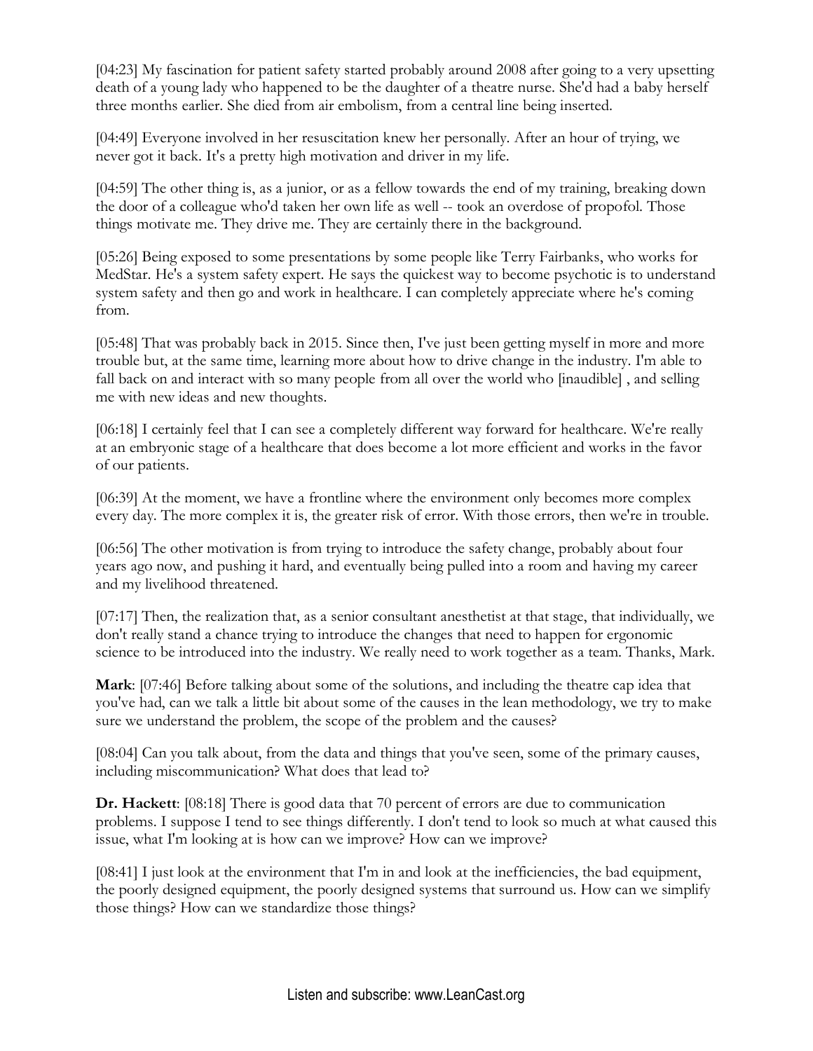[04:23] My fascination for patient safety started probably around 2008 after going to a very upsetting death of a young lady who happened to be the daughter of a theatre nurse. She'd had a baby herself three months earlier. She died from air embolism, from a central line being inserted.

[04:49] Everyone involved in her resuscitation knew her personally. After an hour of trying, we never got it back. It's a pretty high motivation and driver in my life.

[04:59] The other thing is, as a junior, or as a fellow towards the end of my training, breaking down the door of a colleague who'd taken her own life as well -- took an overdose of propofol. Those things motivate me. They drive me. They are certainly there in the background.

[05:26] Being exposed to some presentations by some people like Terry Fairbanks, who works for MedStar. He's a system safety expert. He says the quickest way to become psychotic is to understand system safety and then go and work in healthcare. I can completely appreciate where he's coming from.

[05:48] That was probably back in 2015. Since then, I've just been getting myself in more and more trouble but, at the same time, learning more about how to drive change in the industry. I'm able to fall back on and interact with so many people from all over the world who [inaudible] , and selling me with new ideas and new thoughts.

[06:18] I certainly feel that I can see a completely different way forward for healthcare. We're really at an embryonic stage of a healthcare that does become a lot more efficient and works in the favor of our patients.

[06:39] At the moment, we have a frontline where the environment only becomes more complex every day. The more complex it is, the greater risk of error. With those errors, then we're in trouble.

[06:56] The other motivation is from trying to introduce the safety change, probably about four years ago now, and pushing it hard, and eventually being pulled into a room and having my career and my livelihood threatened.

[07:17] Then, the realization that, as a senior consultant anesthetist at that stage, that individually, we don't really stand a chance trying to introduce the changes that need to happen for ergonomic science to be introduced into the industry. We really need to work together as a team. Thanks, Mark.

**Mark**: [07:46] Before talking about some of the solutions, and including the theatre cap idea that you've had, can we talk a little bit about some of the causes in the lean methodology, we try to make sure we understand the problem, the scope of the problem and the causes?

[08:04] Can you talk about, from the data and things that you've seen, some of the primary causes, including miscommunication? What does that lead to?

**Dr. Hackett**: [08:18] There is good data that 70 percent of errors are due to communication problems. I suppose I tend to see things differently. I don't tend to look so much at what caused this issue, what I'm looking at is how can we improve? How can we improve?

[08:41] I just look at the environment that I'm in and look at the inefficiencies, the bad equipment, the poorly designed equipment, the poorly designed systems that surround us. How can we simplify those things? How can we standardize those things?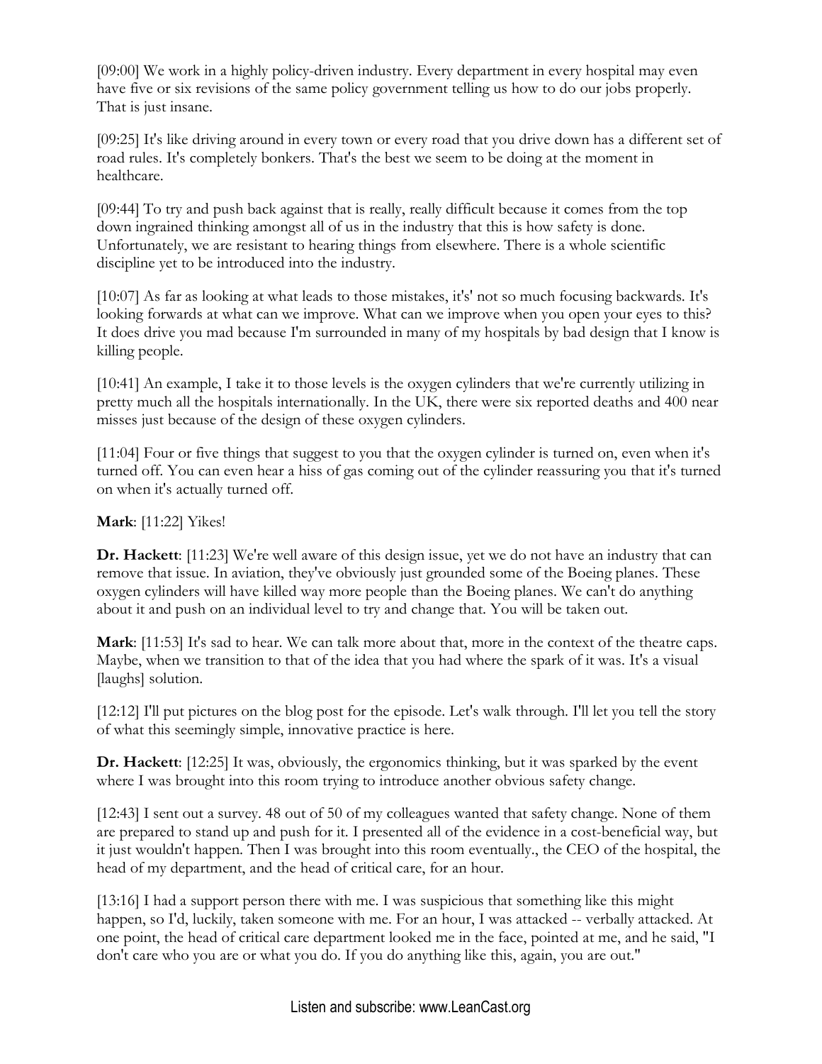[09:00] We work in a highly policy-driven industry. Every department in every hospital may even have five or six revisions of the same policy government telling us how to do our jobs properly. That is just insane.

[09:25] It's like driving around in every town or every road that you drive down has a different set of road rules. It's completely bonkers. That's the best we seem to be doing at the moment in healthcare.

[09:44] To try and push back against that is really, really difficult because it comes from the top down ingrained thinking amongst all of us in the industry that this is how safety is done. Unfortunately, we are resistant to hearing things from elsewhere. There is a whole scientific discipline yet to be introduced into the industry.

[10:07] As far as looking at what leads to those mistakes, it's' not so much focusing backwards. It's looking forwards at what can we improve. What can we improve when you open your eyes to this? It does drive you mad because I'm surrounded in many of my hospitals by bad design that I know is killing people.

[10:41] An example, I take it to those levels is the oxygen cylinders that we're currently utilizing in pretty much all the hospitals internationally. In the UK, there were six reported deaths and 400 near misses just because of the design of these oxygen cylinders.

[11:04] Four or five things that suggest to you that the oxygen cylinder is turned on, even when it's turned off. You can even hear a hiss of gas coming out of the cylinder reassuring you that it's turned on when it's actually turned off.

**Mark**: [11:22] Yikes!

**Dr. Hackett**: [11:23] We're well aware of this design issue, yet we do not have an industry that can remove that issue. In aviation, they've obviously just grounded some of the Boeing planes. These oxygen cylinders will have killed way more people than the Boeing planes. We can't do anything about it and push on an individual level to try and change that. You will be taken out.

**Mark**: [11:53] It's sad to hear. We can talk more about that, more in the context of the theatre caps. Maybe, when we transition to that of the idea that you had where the spark of it was. It's a visual [laughs] solution.

[12:12] I'll put pictures on the blog post for the episode. Let's walk through. I'll let you tell the story of what this seemingly simple, innovative practice is here.

**Dr. Hackett**: [12:25] It was, obviously, the ergonomics thinking, but it was sparked by the event where I was brought into this room trying to introduce another obvious safety change.

[12:43] I sent out a survey. 48 out of 50 of my colleagues wanted that safety change. None of them are prepared to stand up and push for it. I presented all of the evidence in a cost-beneficial way, but it just wouldn't happen. Then I was brought into this room eventually., the CEO of the hospital, the head of my department, and the head of critical care, for an hour.

[13:16] I had a support person there with me. I was suspicious that something like this might happen, so I'd, luckily, taken someone with me. For an hour, I was attacked -- verbally attacked. At one point, the head of critical care department looked me in the face, pointed at me, and he said, "I don't care who you are or what you do. If you do anything like this, again, you are out."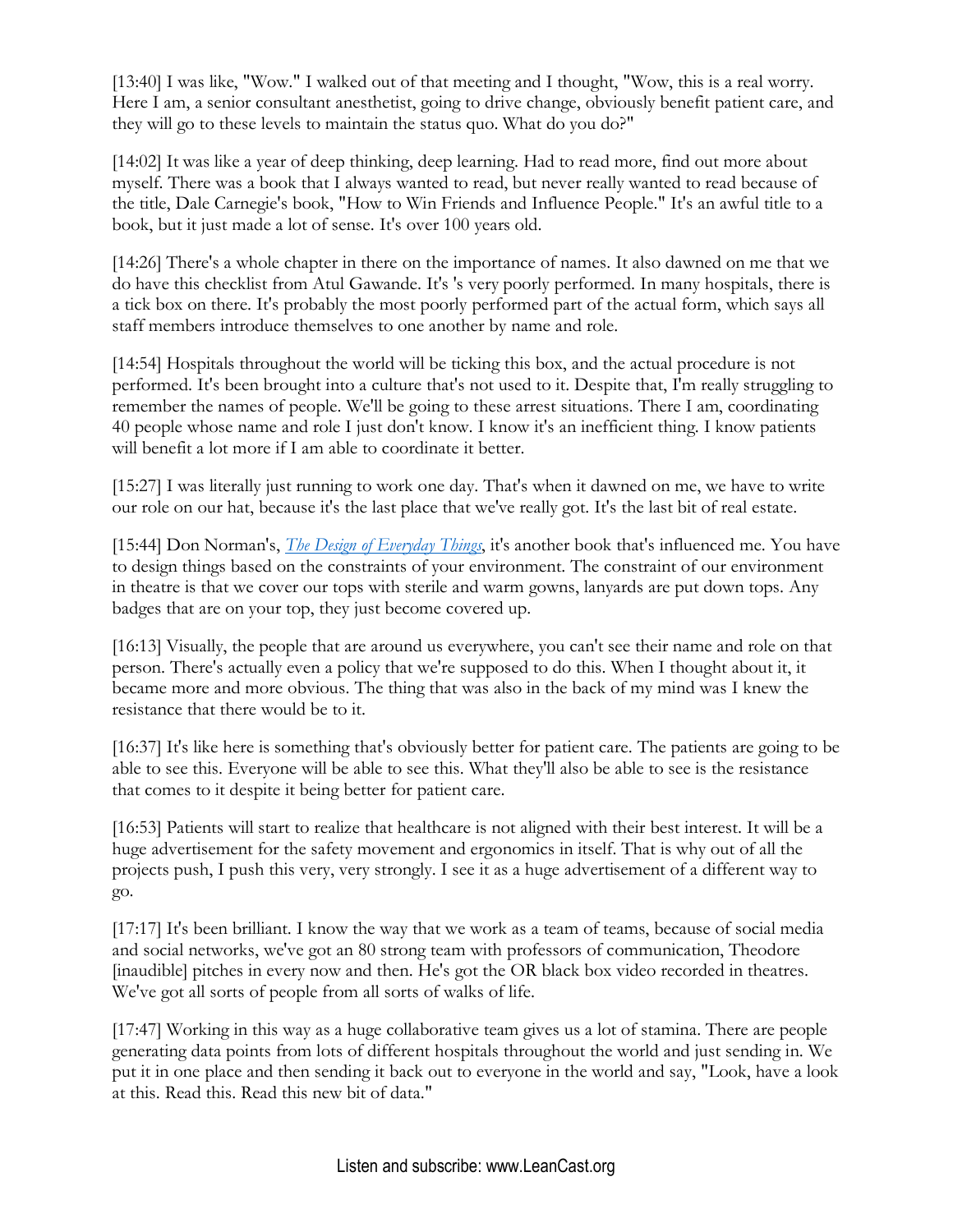[13:40] I was like, "Wow." I walked out of that meeting and I thought, "Wow, this is a real worry. Here I am, a senior consultant anesthetist, going to drive change, obviously benefit patient care, and they will go to these levels to maintain the status quo. What do you do?"

[14:02] It was like a year of deep thinking, deep learning. Had to read more, find out more about myself. There was a book that I always wanted to read, but never really wanted to read because of the title, Dale Carnegie's book, "How to Win Friends and Influence People." It's an awful title to a book, but it just made a lot of sense. It's over 100 years old.

[14:26] There's a whole chapter in there on the importance of names. It also dawned on me that we do have this checklist from Atul Gawande. It's 's very poorly performed. In many hospitals, there is a tick box on there. It's probably the most poorly performed part of the actual form, which says all staff members introduce themselves to one another by name and role.

[14:54] Hospitals throughout the world will be ticking this box, and the actual procedure is not performed. It's been brought into a culture that's not used to it. Despite that, I'm really struggling to remember the names of people. We'll be going to these arrest situations. There I am, coordinating 40 people whose name and role I just don't know. I know it's an inefficient thing. I know patients will benefit a lot more if I am able to coordinate it better.

[15:27] I was literally just running to work one day. That's when it dawned on me, we have to write our role on our hat, because it's the last place that we've really got. It's the last bit of real estate.

[15:44] Don Norman's, *The Design of Everyday Things*, it's another book that's influenced me. You have to design things based on the constraints of your environment. The constraint of our environment in theatre is that we cover our tops with sterile and warm gowns, lanyards are put down tops. Any badges that are on your top, they just become covered up.

[16:13] Visually, the people that are around us everywhere, you can't see their name and role on that person. There's actually even a policy that we're supposed to do this. When I thought about it, it became more and more obvious. The thing that was also in the back of my mind was I knew the resistance that there would be to it.

[16:37] It's like here is something that's obviously better for patient care. The patients are going to be able to see this. Everyone will be able to see this. What they'll also be able to see is the resistance that comes to it despite it being better for patient care.

[16:53] Patients will start to realize that healthcare is not aligned with their best interest. It will be a huge advertisement for the safety movement and ergonomics in itself. That is why out of all the projects push, I push this very, very strongly. I see it as a huge advertisement of a different way to go.

[17:17] It's been brilliant. I know the way that we work as a team of teams, because of social media and social networks, we've got an 80 strong team with professors of communication, Theodore [inaudible] pitches in every now and then. He's got the OR black box video recorded in theatres. We've got all sorts of people from all sorts of walks of life.

[17:47] Working in this way as a huge collaborative team gives us a lot of stamina. There are people generating data points from lots of different hospitals throughout the world and just sending in. We put it in one place and then sending it back out to everyone in the world and say, "Look, have a look at this. Read this. Read this new bit of data."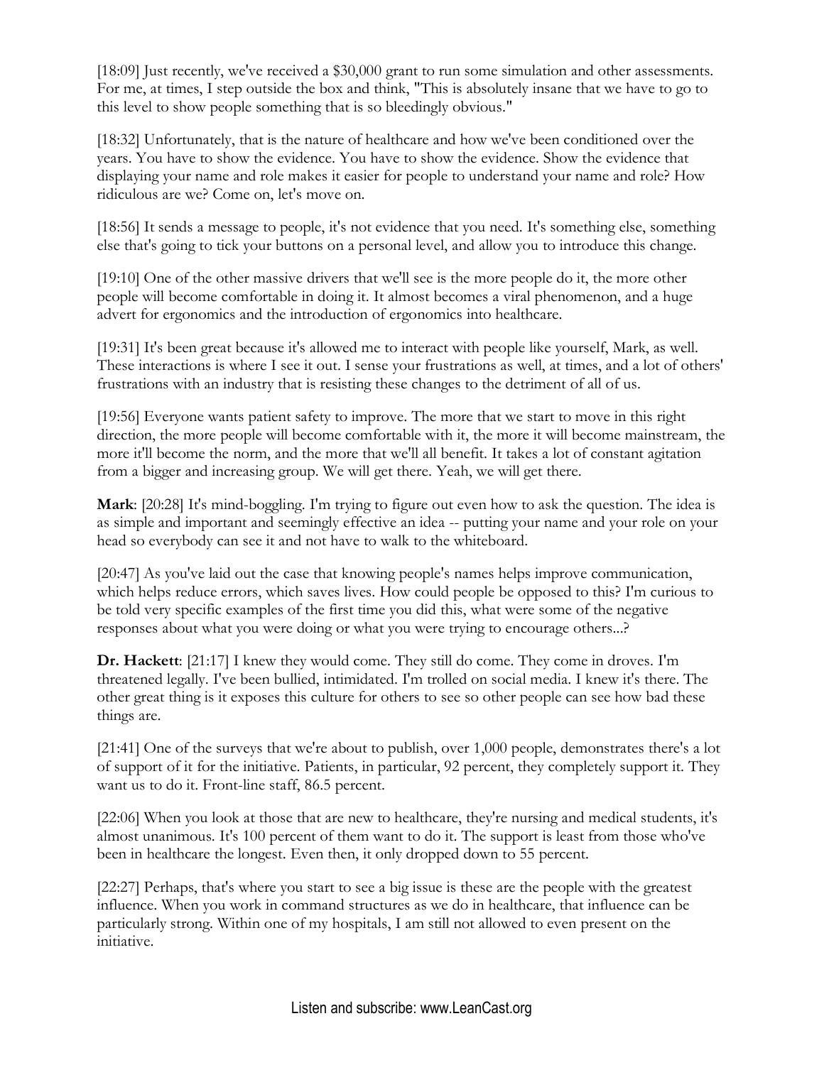[18:09] Just recently, we've received a $30,000 grant to run some simulation and other assessments. For me, at times, I step outside the box and think, "This is absolutely insane that we have to go to this level to show people something that is so bleedingly obvious."

[18:32] Unfortunately, that is the nature of healthcare and how we've been conditioned over the years. You have to show the evidence. You have to show the evidence. Show the evidence that displaying your name and role makes it easier for people to understand your name and role? How ridiculous are we? Come on, let's move on.

[18:56] It sends a message to people, it's not evidence that you need. It's something else, something else that's going to tick your buttons on a personal level, and allow you to introduce this change.

[19:10] One of the other massive drivers that we'll see is the more people do it, the more other people will become comfortable in doing it. It almost becomes a viral phenomenon, and a huge advert for ergonomics and the introduction of ergonomics into healthcare.

[19:31] It's been great because it's allowed me to interact with people like yourself, Mark, as well. These interactions is where I see it out. I sense your frustrations as well, at times, and a lot of others' frustrations with an industry that is resisting these changes to the detriment of all of us.

[19:56] Everyone wants patient safety to improve. The more that we start to move in this right direction, the more people will become comfortable with it, the more it will become mainstream, the more it'll become the norm, and the more that we'll all benefit. It takes a lot of constant agitation from a bigger and increasing group. We will get there. Yeah, we will get there.

**Mark**: [20:28] It's mind-boggling. I'm trying to figure out even how to ask the question. The idea is as simple and important and seemingly effective an idea -- putting your name and your role on your head so everybody can see it and not have to walk to the whiteboard.

[20:47] As you've laid out the case that knowing people's names helps improve communication, which helps reduce errors, which saves lives. How could people be opposed to this? I'm curious to be told very specific examples of the first time you did this, what were some of the negative responses about what you were doing or what you were trying to encourage others...?

**Dr. Hackett**: [21:17] I knew they would come. They still do come. They come in droves. I'm threatened legally. I've been bullied, intimidated. I'm trolled on social media. I knew it's there. The other great thing is it exposes this culture for others to see so other people can see how bad these things are.

[21:41] One of the surveys that we're about to publish, over 1,000 people, demonstrates there's a lot of support of it for the initiative. Patients, in particular, 92 percent, they completely support it. They want us to do it. Front-line staff, 86.5 percent.

[22:06] When you look at those that are new to healthcare, they're nursing and medical students, it's almost unanimous. It's 100 percent of them want to do it. The support is least from those who've been in healthcare the longest. Even then, it only dropped down to 55 percent.

[22:27] Perhaps, that's where you start to see a big issue is these are the people with the greatest influence. When you work in command structures as we do in healthcare, that influence can be particularly strong. Within one of my hospitals, I am still not allowed to even present on the initiative.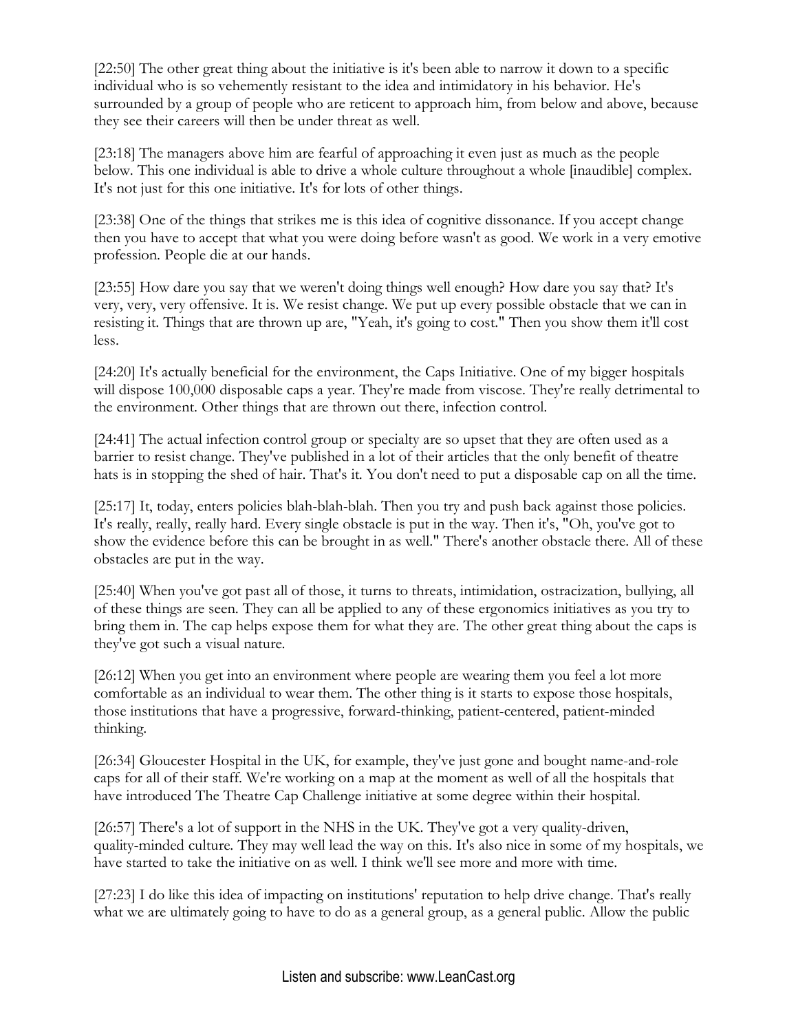[22:50] The other great thing about the initiative is it's been able to narrow it down to a specific individual who is so vehemently resistant to the idea and intimidatory in his behavior. He's surrounded by a group of people who are reticent to approach him, from below and above, because they see their careers will then be under threat as well.

[23:18] The managers above him are fearful of approaching it even just as much as the people below. This one individual is able to drive a whole culture throughout a whole [inaudible] complex. It's not just for this one initiative. It's for lots of other things.

[23:38] One of the things that strikes me is this idea of cognitive dissonance. If you accept change then you have to accept that what you were doing before wasn't as good. We work in a very emotive profession. People die at our hands.

[23:55] How dare you say that we weren't doing things well enough? How dare you say that? It's very, very, very offensive. It is. We resist change. We put up every possible obstacle that we can in resisting it. Things that are thrown up are, "Yeah, it's going to cost." Then you show them it'll cost less.

[24:20] It's actually beneficial for the environment, the Caps Initiative. One of my bigger hospitals will dispose 100,000 disposable caps a year. They're made from viscose. They're really detrimental to the environment. Other things that are thrown out there, infection control.

[24:41] The actual infection control group or specialty are so upset that they are often used as a barrier to resist change. They've published in a lot of their articles that the only benefit of theatre hats is in stopping the shed of hair. That's it. You don't need to put a disposable cap on all the time.

[25:17] It, today, enters policies blah-blah-blah. Then you try and push back against those policies. It's really, really, really hard. Every single obstacle is put in the way. Then it's, "Oh, you've got to show the evidence before this can be brought in as well." There's another obstacle there. All of these obstacles are put in the way.

[25:40] When you've got past all of those, it turns to threats, intimidation, ostracization, bullying, all of these things are seen. They can all be applied to any of these ergonomics initiatives as you try to bring them in. The cap helps expose them for what they are. The other great thing about the caps is they've got such a visual nature.

[26:12] When you get into an environment where people are wearing them you feel a lot more comfortable as an individual to wear them. The other thing is it starts to expose those hospitals, those institutions that have a progressive, forward-thinking, patient-centered, patient-minded thinking.

[26:34] Gloucester Hospital in the UK, for example, they've just gone and bought name-and-role caps for all of their staff. We're working on a map at the moment as well of all the hospitals that have introduced The Theatre Cap Challenge initiative at some degree within their hospital.

[26:57] There's a lot of support in the NHS in the UK. They've got a very quality-driven, quality-minded culture. They may well lead the way on this. It's also nice in some of my hospitals, we have started to take the initiative on as well. I think we'll see more and more with time.

[27:23] I do like this idea of impacting on institutions' reputation to help drive change. That's really what we are ultimately going to have to do as a general group, as a general public. Allow the public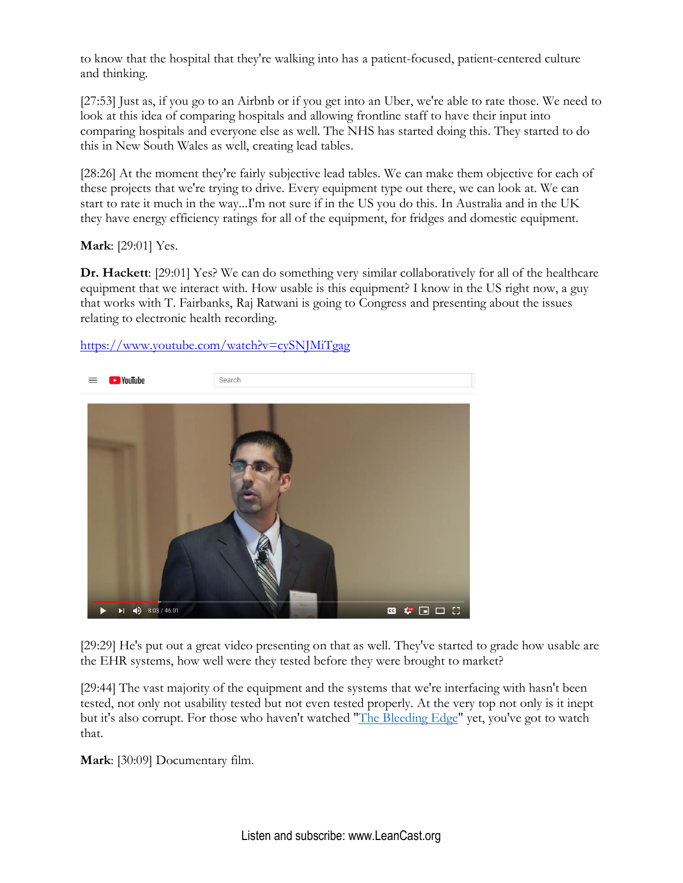to know that the hospital that they're walking into has a patient-focused, patient-centered culture and thinking.

[27:53] Just as, if you go to an Airbnb or if you get into an Uber, we're able to rate those. We need to look at this idea of comparing hospitals and allowing frontline staff to have their input into comparing hospitals and everyone else as well. The NHS has started doing this. They started to do this in New South Wales as well, creating lead tables.

[28:26] At the moment they're fairly subjective lead tables. We can make them objective for each of these projects that we're trying to drive. Every equipment type out there, we can look at. We can start to rate it much in the way...I'm not sure if in the US you do this. In Australia and in the UK they have energy efficiency ratings for all of the equipment, for fridges and domestic equipment.

**Mark**: [29:01] Yes.

**Dr. Hackett**: [29:01] Yes? We can do something very similar collaboratively for all of the healthcare equipment that we interact with. How usable is this equipment? I know in the US right now, a guy that works with T. Fairbanks, Raj Ratwani is going to Congress and presenting about the issues relating to electronic health recording.

https://www.youtube.com/watch?v=cySNJMiTgag

[29:29] He's put out a great video presenting on that as well. They've started to grade how usable are the EHR systems, how well were they tested before they were brought to market?

[29:44] The vast majority of the equipment and the systems that we're interfacing with hasn't been tested, not only not usability tested but not even tested properly. At the very top not only is it inept but it's also corrupt. For those who haven't watched "The Bleeding Edge" yet, you've got to watch that.

**Mark**: [30:09] Documentary film.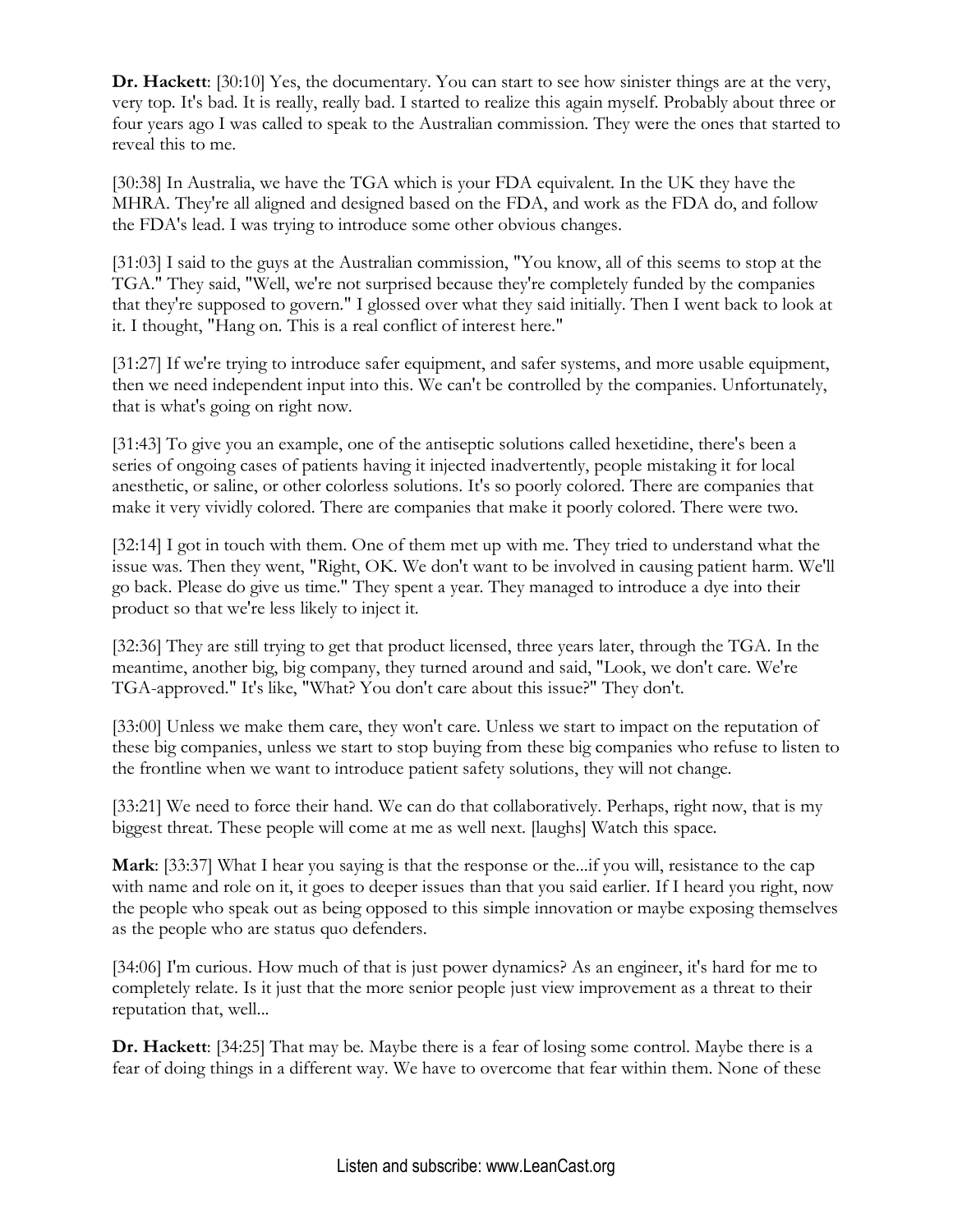**Dr. Hackett**: [30:10] Yes, the documentary. You can start to see how sinister things are at the very, very top. It's bad. It is really, really bad. I started to realize this again myself. Probably about three or four years ago I was called to speak to the Australian commission. They were the ones that started to reveal this to me.

[30:38] In Australia, we have the TGA which is your FDA equivalent. In the UK they have the MHRA. They're all aligned and designed based on the FDA, and work as the FDA do, and follow the FDA's lead. I was trying to introduce some other obvious changes.

[31:03] I said to the guys at the Australian commission, "You know, all of this seems to stop at the TGA." They said, "Well, we're not surprised because they're completely funded by the companies that they're supposed to govern." I glossed over what they said initially. Then I went back to look at it. I thought, "Hang on. This is a real conflict of interest here."

[31:27] If we're trying to introduce safer equipment, and safer systems, and more usable equipment, then we need independent input into this. We can't be controlled by the companies. Unfortunately, that is what's going on right now.

[31:43] To give you an example, one of the antiseptic solutions called hexetidine, there's been a series of ongoing cases of patients having it injected inadvertently, people mistaking it for local anesthetic, or saline, or other colorless solutions. It's so poorly colored. There are companies that make it very vividly colored. There are companies that make it poorly colored. There were two.

[32:14] I got in touch with them. One of them met up with me. They tried to understand what the issue was. Then they went, "Right, OK. We don't want to be involved in causing patient harm. We'll go back. Please do give us time." They spent a year. They managed to introduce a dye into their product so that we're less likely to inject it.

[32:36] They are still trying to get that product licensed, three years later, through the TGA. In the meantime, another big, big company, they turned around and said, "Look, we don't care. We're TGA-approved." It's like, "What? You don't care about this issue?" They don't.

[33:00] Unless we make them care, they won't care. Unless we start to impact on the reputation of these big companies, unless we start to stop buying from these big companies who refuse to listen to the frontline when we want to introduce patient safety solutions, they will not change.

[33:21] We need to force their hand. We can do that collaboratively. Perhaps, right now, that is my biggest threat. These people will come at me as well next. [laughs] Watch this space.

**Mark**: [33:37] What I hear you saying is that the response or the...if you will, resistance to the cap with name and role on it, it goes to deeper issues than that you said earlier. If I heard you right, now the people who speak out as being opposed to this simple innovation or maybe exposing themselves as the people who are status quo defenders.

[34:06] I'm curious. How much of that is just power dynamics? As an engineer, it's hard for me to completely relate. Is it just that the more senior people just view improvement as a threat to their reputation that, well...

**Dr. Hackett**: [34:25] That may be. Maybe there is a fear of losing some control. Maybe there is a fear of doing things in a different way. We have to overcome that fear within them. None of these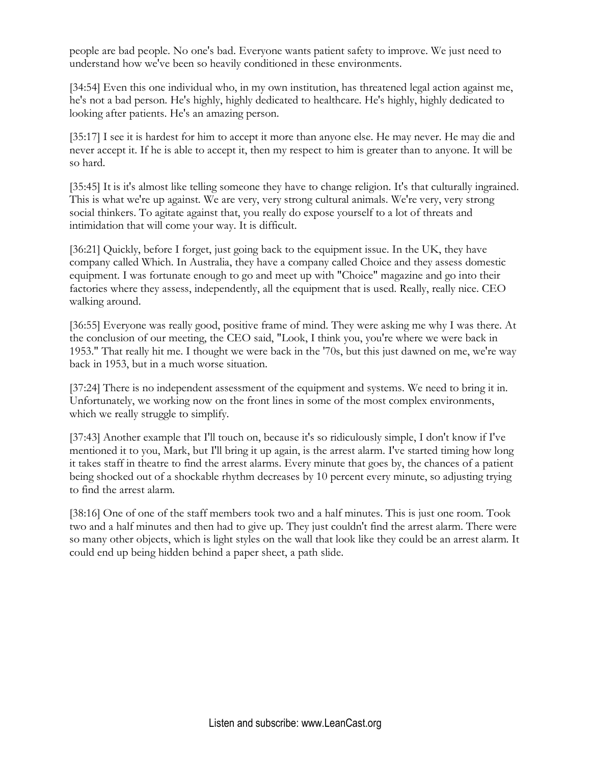people are bad people. No one's bad. Everyone wants patient safety to improve. We just need to understand how we've been so heavily conditioned in these environments.

[34:54] Even this one individual who, in my own institution, has threatened legal action against me, he's not a bad person. He's highly, highly dedicated to healthcare. He's highly, highly dedicated to looking after patients. He's an amazing person.

[35:17] I see it is hardest for him to accept it more than anyone else. He may never. He may die and never accept it. If he is able to accept it, then my respect to him is greater than to anyone. It will be so hard.

[35:45] It is it's almost like telling someone they have to change religion. It's that culturally ingrained. This is what we're up against. We are very, very strong cultural animals. We're very, very strong social thinkers. To agitate against that, you really do expose yourself to a lot of threats and intimidation that will come your way. It is difficult.

[36:21] Quickly, before I forget, just going back to the equipment issue. In the UK, they have company called Which. In Australia, they have a company called Choice and they assess domestic equipment. I was fortunate enough to go and meet up with "Choice" magazine and go into their factories where they assess, independently, all the equipment that is used. Really, really nice. CEO walking around.

[36:55] Everyone was really good, positive frame of mind. They were asking me why I was there. At the conclusion of our meeting, the CEO said, "Look, I think you, you're where we were back in 1953." That really hit me. I thought we were back in the '70s, but this just dawned on me, we're way back in 1953, but in a much worse situation.

[37:24] There is no independent assessment of the equipment and systems. We need to bring it in. Unfortunately, we working now on the front lines in some of the most complex environments, which we really struggle to simplify.

[37:43] Another example that I'll touch on, because it's so ridiculously simple, I don't know if I've mentioned it to you, Mark, but I'll bring it up again, is the arrest alarm. I've started timing how long it takes staff in theatre to find the arrest alarms. Every minute that goes by, the chances of a patient being shocked out of a shockable rhythm decreases by 10 percent every minute, so adjusting trying to find the arrest alarm.

[38:16] One of one of the staff members took two and a half minutes. This is just one room. Took two and a half minutes and then had to give up. They just couldn't find the arrest alarm. There were so many other objects, which is light styles on the wall that look like they could be an arrest alarm. It could end up being hidden behind a paper sheet, a path slide.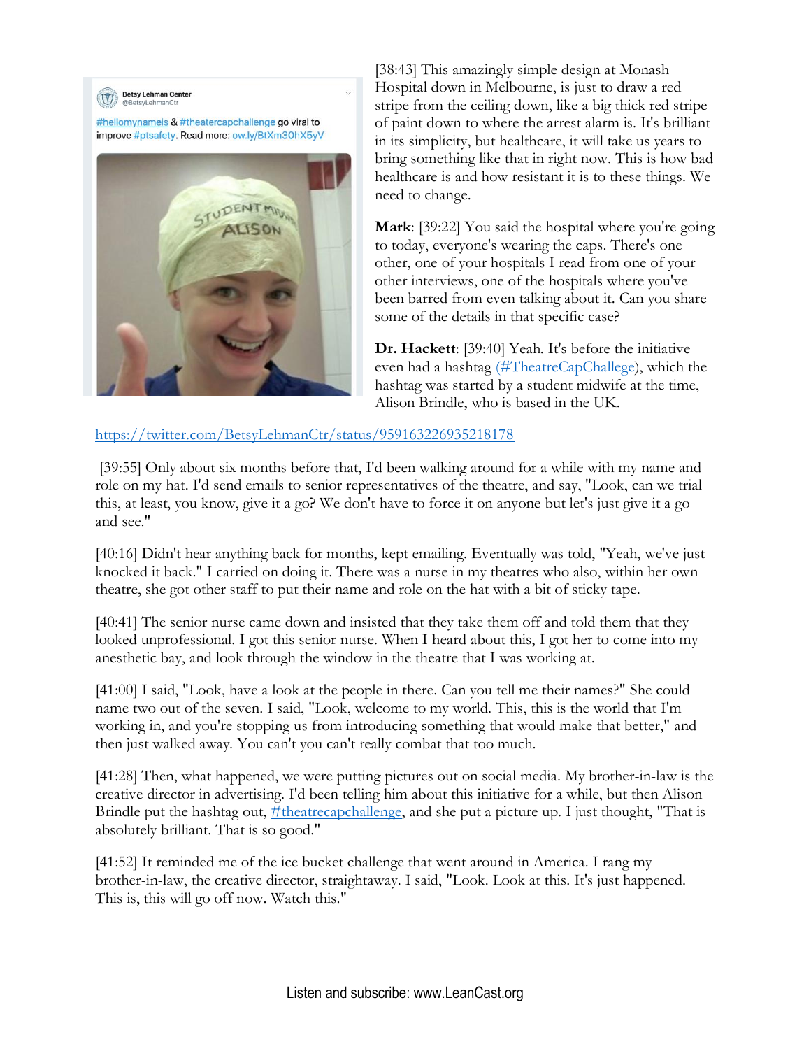[38:43] This amazingly simple design at Monash Hospital down in Melbourne, is just to draw a red stripe from the ceiling down, like a big thick red stripe of paint down to where the arrest alarm is. It's brilliant in its simplicity, but healthcare, it will take us years to bring something like that in right now. This is how bad healthcare is and how resistant it is to these things. We need to change.

**Mark**: [39:22] You said the hospital where you're going to today, everyone's wearing the caps. There's one other, one of your hospitals I read from one of your other interviews, one of the hospitals where you've been barred from even talking about it. Can you share some of the details in that specific case?

**Dr. Hackett**: [39:40] Yeah. It's before the initiative even had a hashtag (#TheatreCapChallege), which the hashtag was started by a student midwife at the time, Alison Brindle, who is based in the UK.

https://twitter.com/BetsyLehmanCtr/status/959163226935218178

[39:55] Only about six months before that, I'd been walking around for a while with my name and role on my hat. I'd send emails to senior representatives of the theatre, and say, "Look, can we trial this, at least, you know, give it a go? We don't have to force it on anyone but let's just give it a go and see."

[40:16] Didn't hear anything back for months, kept emailing. Eventually was told, "Yeah, we've just knocked it back." I carried on doing it. There was a nurse in my theatres who also, within her own theatre, she got other staff to put their name and role on the hat with a bit of sticky tape.

[40:41] The senior nurse came down and insisted that they take them off and told them that they looked unprofessional. I got this senior nurse. When I heard about this, I got her to come into my anesthetic bay, and look through the window in the theatre that I was working at.

[41:00] I said, "Look, have a look at the people in there. Can you tell me their names?" She could name two out of the seven. I said, "Look, welcome to my world. This, this is the world that I'm working in, and you're stopping us from introducing something that would make that better," and then just walked away. You can't you can't really combat that too much.

[41:28] Then, what happened, we were putting pictures out on social media. My brother-in-law is the creative director in advertising. I'd been telling him about this initiative for a while, but then Alison Brindle put the hashtag out, #theatrecapchallenge, and she put a picture up. I just thought, "That is absolutely brilliant. That is so good."

[41:52] It reminded me of the ice bucket challenge that went around in America. I rang my brother-in-law, the creative director, straightaway. I said, "Look. Look at this. It's just happened. This is, this will go off now. Watch this."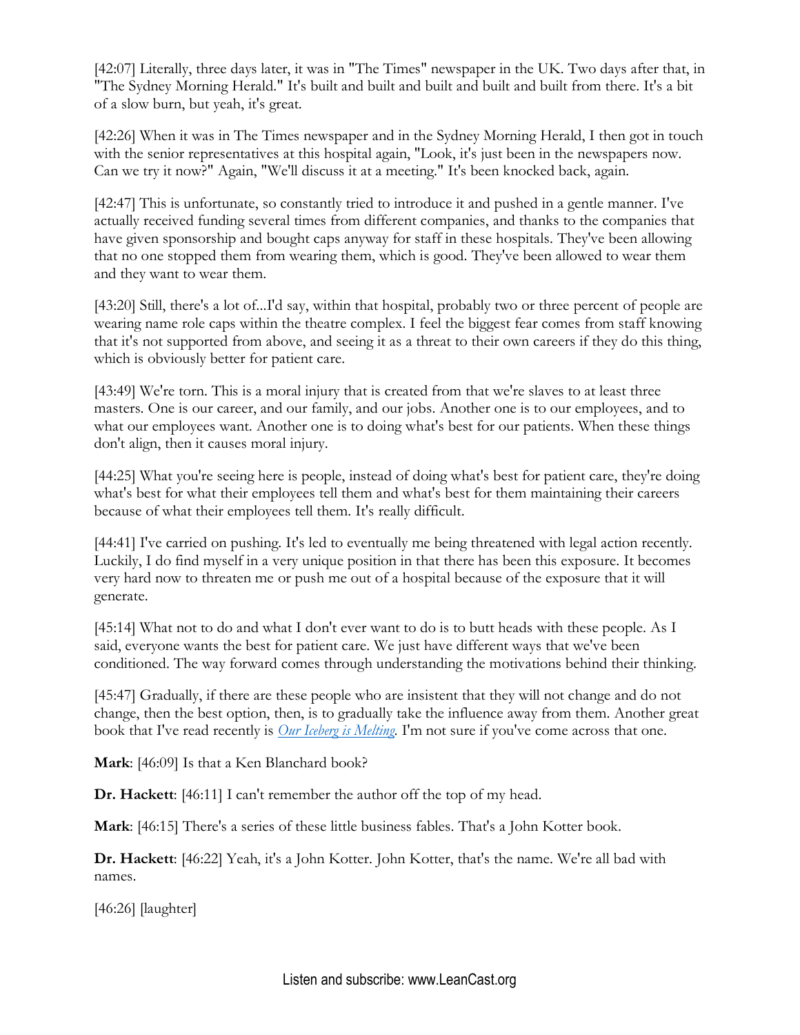[42:07] Literally, three days later, it was in "The Times" newspaper in the UK. Two days after that, in "The Sydney Morning Herald." It's built and built and built and built and built from there. It's a bit of a slow burn, but yeah, it's great.

[42:26] When it was in The Times newspaper and in the Sydney Morning Herald, I then got in touch with the senior representatives at this hospital again, "Look, it's just been in the newspapers now. Can we try it now?" Again, "We'll discuss it at a meeting." It's been knocked back, again.

[42:47] This is unfortunate, so constantly tried to introduce it and pushed in a gentle manner. I've actually received funding several times from different companies, and thanks to the companies that have given sponsorship and bought caps anyway for staff in these hospitals. They've been allowing that no one stopped them from wearing them, which is good. They've been allowed to wear them and they want to wear them.

[43:20] Still, there's a lot of...I'd say, within that hospital, probably two or three percent of people are wearing name role caps within the theatre complex. I feel the biggest fear comes from staff knowing that it's not supported from above, and seeing it as a threat to their own careers if they do this thing, which is obviously better for patient care.

[43:49] We're torn. This is a moral injury that is created from that we're slaves to at least three masters. One is our career, and our family, and our jobs. Another one is to our employees, and to what our employees want. Another one is to doing what's best for our patients. When these things don't align, then it causes moral injury.

[44:25] What you're seeing here is people, instead of doing what's best for patient care, they're doing what's best for what their employees tell them and what's best for them maintaining their careers because of what their employees tell them. It's really difficult.

[44:41] I've carried on pushing. It's led to eventually me being threatened with legal action recently. Luckily, I do find myself in a very unique position in that there has been this exposure. It becomes very hard now to threaten me or push me out of a hospital because of the exposure that it will generate.

[45:14] What not to do and what I don't ever want to do is to butt heads with these people. As I said, everyone wants the best for patient care. We just have different ways that we've been conditioned. The way forward comes through understanding the motivations behind their thinking.

[45:47] Gradually, if there are these people who are insistent that they will not change and do not change, then the best option, then, is to gradually take the influence away from them. Another great book that I've read recently is *Our Iceberg is Melting*. I'm not sure if you've come across that one.

**Mark**: [46:09] Is that a Ken Blanchard book?

**Dr. Hackett**: [46:11] I can't remember the author off the top of my head.

**Mark**: [46:15] There's a series of these little business fables. That's a John Kotter book.

**Dr. Hackett**: [46:22] Yeah, it's a John Kotter. John Kotter, that's the name. We're all bad with names.

[46:26] [laughter]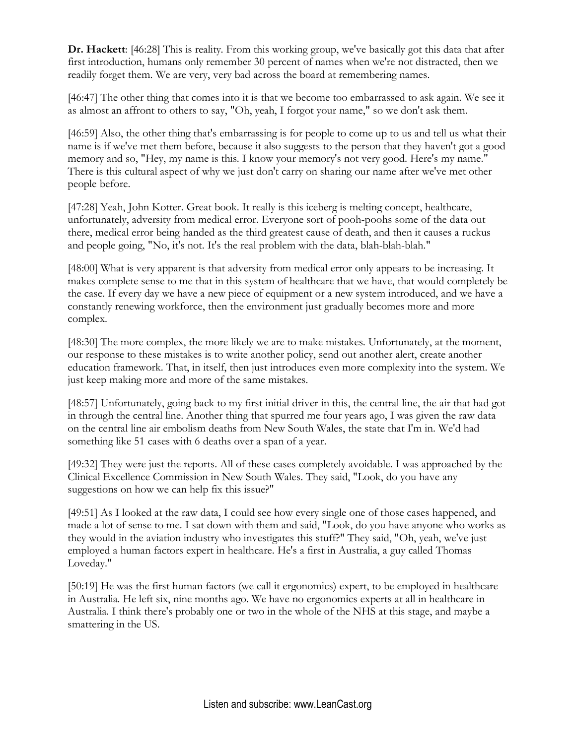**Dr. Hackett**: [46:28] This is reality. From this working group, we've basically got this data that after first introduction, humans only remember 30 percent of names when we're not distracted, then we readily forget them. We are very, very bad across the board at remembering names.

[46:47] The other thing that comes into it is that we become too embarrassed to ask again. We see it as almost an affront to others to say, "Oh, yeah, I forgot your name," so we don't ask them.

[46:59] Also, the other thing that's embarrassing is for people to come up to us and tell us what their name is if we've met them before, because it also suggests to the person that they haven't got a good memory and so, "Hey, my name is this. I know your memory's not very good. Here's my name." There is this cultural aspect of why we just don't carry on sharing our name after we've met other people before.

[47:28] Yeah, John Kotter. Great book. It really is this iceberg is melting concept, healthcare, unfortunately, adversity from medical error. Everyone sort of pooh-poohs some of the data out there, medical error being handed as the third greatest cause of death, and then it causes a ruckus and people going, "No, it's not. It's the real problem with the data, blah-blah-blah."

[48:00] What is very apparent is that adversity from medical error only appears to be increasing. It makes complete sense to me that in this system of healthcare that we have, that would completely be the case. If every day we have a new piece of equipment or a new system introduced, and we have a constantly renewing workforce, then the environment just gradually becomes more and more complex.

[48:30] The more complex, the more likely we are to make mistakes. Unfortunately, at the moment, our response to these mistakes is to write another policy, send out another alert, create another education framework. That, in itself, then just introduces even more complexity into the system. We just keep making more and more of the same mistakes.

[48:57] Unfortunately, going back to my first initial driver in this, the central line, the air that had got in through the central line. Another thing that spurred me four years ago, I was given the raw data on the central line air embolism deaths from New South Wales, the state that I'm in. We'd had something like 51 cases with 6 deaths over a span of a year.

[49:32] They were just the reports. All of these cases completely avoidable. I was approached by the Clinical Excellence Commission in New South Wales. They said, "Look, do you have any suggestions on how we can help fix this issue?"

[49:51] As I looked at the raw data, I could see how every single one of those cases happened, and made a lot of sense to me. I sat down with them and said, "Look, do you have anyone who works as they would in the aviation industry who investigates this stuff?" They said, "Oh, yeah, we've just employed a human factors expert in healthcare. He's a first in Australia, a guy called Thomas Loveday."

[50:19] He was the first human factors (we call it ergonomics) expert, to be employed in healthcare in Australia. He left six, nine months ago. We have no ergonomics experts at all in healthcare in Australia. I think there's probably one or two in the whole of the NHS at this stage, and maybe a smattering in the US.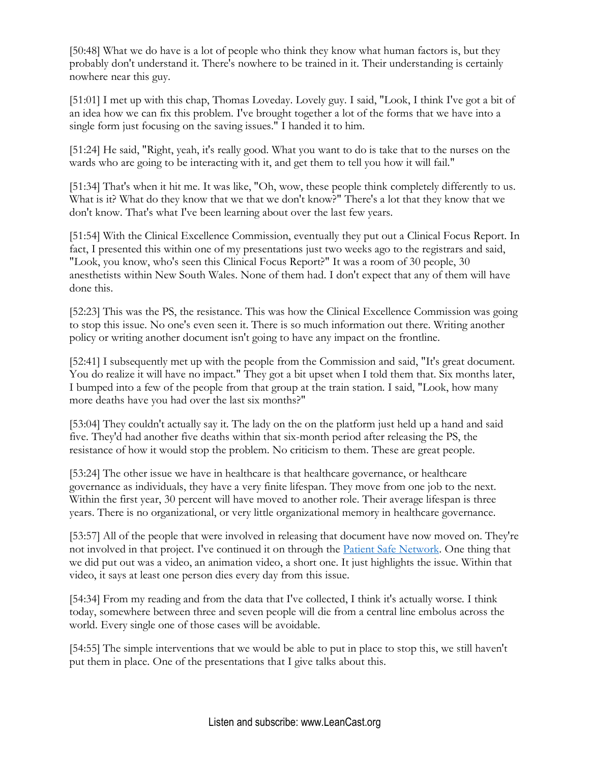[50:48] What we do have is a lot of people who think they know what human factors is, but they probably don't understand it. There's nowhere to be trained in it. Their understanding is certainly nowhere near this guy.

[51:01] I met up with this chap, Thomas Loveday. Lovely guy. I said, "Look, I think I've got a bit of an idea how we can fix this problem. I've brought together a lot of the forms that we have into a single form just focusing on the saving issues." I handed it to him.

[51:24] He said, "Right, yeah, it's really good. What you want to do is take that to the nurses on the wards who are going to be interacting with it, and get them to tell you how it will fail."

[51:34] That's when it hit me. It was like, "Oh, wow, these people think completely differently to us. What is it? What do they know that we that we don't know?" There's a lot that they know that we don't know. That's what I've been learning about over the last few years.

[51:54] With the Clinical Excellence Commission, eventually they put out a Clinical Focus Report. In fact, I presented this within one of my presentations just two weeks ago to the registrars and said, "Look, you know, who's seen this Clinical Focus Report?" It was a room of 30 people, 30 anesthetists within New South Wales. None of them had. I don't expect that any of them will have done this.

[52:23] This was the PS, the resistance. This was how the Clinical Excellence Commission was going to stop this issue. No one's even seen it. There is so much information out there. Writing another policy or writing another document isn't going to have any impact on the frontline.

[52:41] I subsequently met up with the people from the Commission and said, "It's great document. You do realize it will have no impact." They got a bit upset when I told them that. Six months later, I bumped into a few of the people from that group at the train station. I said, "Look, how many more deaths have you had over the last six months?"

[53:04] They couldn't actually say it. The lady on the on the platform just held up a hand and said five. They'd had another five deaths within that six-month period after releasing the PS, the resistance of how it would stop the problem. No criticism to them. These are great people.

[53:24] The other issue we have in healthcare is that healthcare governance, or healthcare governance as individuals, they have a very finite lifespan. They move from one job to the next. Within the first year, 30 percent will have moved to another role. Their average lifespan is three years. There is no organizational, or very little organizational memory in healthcare governance.

[53:57] All of the people that were involved in releasing that document have now moved on. They're not involved in that project. I've continued it on through the Patient Safe Network. One thing that we did put out was a video, an animation video, a short one. It just highlights the issue. Within that video, it says at least one person dies every day from this issue.

[54:34] From my reading and from the data that I've collected, I think it's actually worse. I think today, somewhere between three and seven people will die from a central line embolus across the world. Every single one of those cases will be avoidable.

[54:55] The simple interventions that we would be able to put in place to stop this, we still haven't put them in place. One of the presentations that I give talks about this.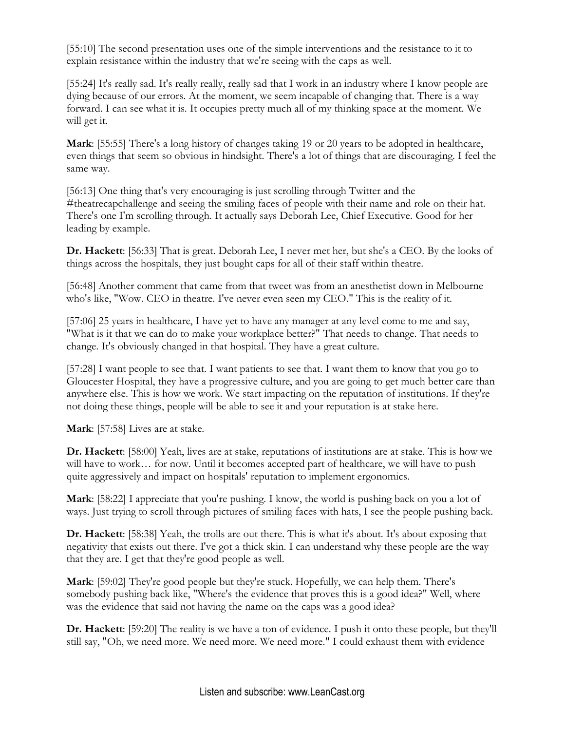[55:10] The second presentation uses one of the simple interventions and the resistance to it to explain resistance within the industry that we're seeing with the caps as well.

[55:24] It's really sad. It's really really, really sad that I work in an industry where I know people are dying because of our errors. At the moment, we seem incapable of changing that. There is a way forward. I can see what it is. It occupies pretty much all of my thinking space at the moment. We will get it.

**Mark**: [55:55] There's a long history of changes taking 19 or 20 years to be adopted in healthcare, even things that seem so obvious in hindsight. There's a lot of things that are discouraging. I feel the same way.

[56:13] One thing that's very encouraging is just scrolling through Twitter and the #theatrecapchallenge and seeing the smiling faces of people with their name and role on their hat. There's one I'm scrolling through. It actually says Deborah Lee, Chief Executive. Good for her leading by example.

**Dr. Hackett**: [56:33] That is great. Deborah Lee, I never met her, but she's a CEO. By the looks of things across the hospitals, they just bought caps for all of their staff within theatre.

[56:48] Another comment that came from that tweet was from an anesthetist down in Melbourne who's like, "Wow. CEO in theatre. I've never even seen my CEO." This is the reality of it.

[57:06] 25 years in healthcare, I have yet to have any manager at any level come to me and say, "What is it that we can do to make your workplace better?" That needs to change. That needs to change. It's obviously changed in that hospital. They have a great culture.

[57:28] I want people to see that. I want patients to see that. I want them to know that you go to Gloucester Hospital, they have a progressive culture, and you are going to get much better care than anywhere else. This is how we work. We start impacting on the reputation of institutions. If they're not doing these things, people will be able to see it and your reputation is at stake here.

**Mark**: [57:58] Lives are at stake.

**Dr. Hackett**: [58:00] Yeah, lives are at stake, reputations of institutions are at stake. This is how we will have to work… for now. Until it becomes accepted part of healthcare, we will have to push quite aggressively and impact on hospitals' reputation to implement ergonomics.

**Mark**: [58:22] I appreciate that you're pushing. I know, the world is pushing back on you a lot of ways. Just trying to scroll through pictures of smiling faces with hats, I see the people pushing back.

**Dr. Hackett**: [58:38] Yeah, the trolls are out there. This is what it's about. It's about exposing that negativity that exists out there. I've got a thick skin. I can understand why these people are the way that they are. I get that they're good people as well.

**Mark**: [59:02] They're good people but they're stuck. Hopefully, we can help them. There's somebody pushing back like, "Where's the evidence that proves this is a good idea?" Well, where was the evidence that said not having the name on the caps was a good idea?

**Dr. Hackett**: [59:20] The reality is we have a ton of evidence. I push it onto these people, but they'll still say, "Oh, we need more. We need more. We need more." I could exhaust them with evidence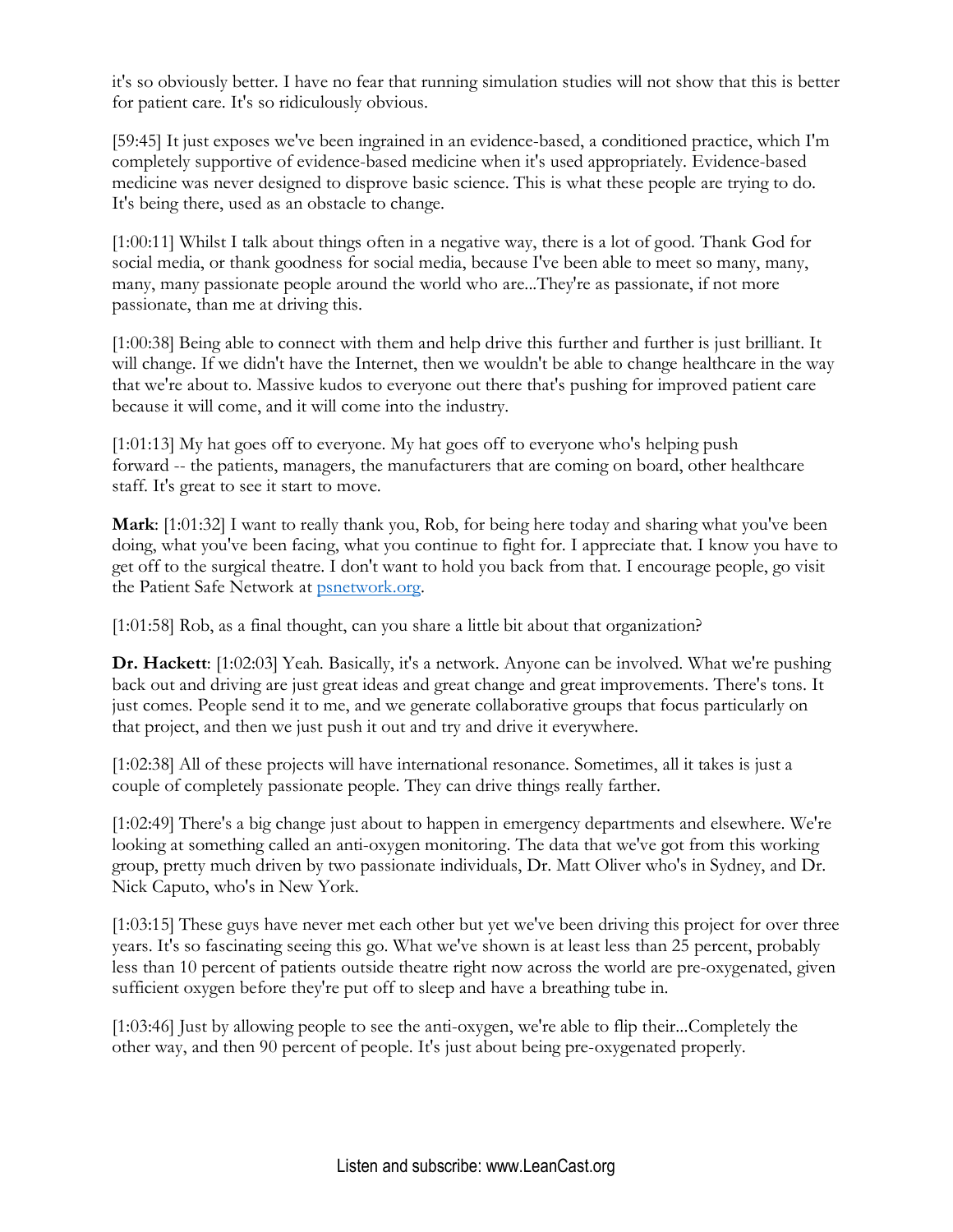it's so obviously better. I have no fear that running simulation studies will not show that this is better for patient care. It's so ridiculously obvious.

[59:45] It just exposes we've been ingrained in an evidence-based, a conditioned practice, which I'm completely supportive of evidence-based medicine when it's used appropriately. Evidence-based medicine was never designed to disprove basic science. This is what these people are trying to do. It's being there, used as an obstacle to change.

[1:00:11] Whilst I talk about things often in a negative way, there is a lot of good. Thank God for social media, or thank goodness for social media, because I've been able to meet so many, many, many, many passionate people around the world who are...They're as passionate, if not more passionate, than me at driving this.

[1:00:38] Being able to connect with them and help drive this further and further is just brilliant. It will change. If we didn't have the Internet, then we wouldn't be able to change healthcare in the way that we're about to. Massive kudos to everyone out there that's pushing for improved patient care because it will come, and it will come into the industry.

[1:01:13] My hat goes off to everyone. My hat goes off to everyone who's helping push forward -- the patients, managers, the manufacturers that are coming on board, other healthcare staff. It's great to see it start to move.

**Mark**: [1:01:32] I want to really thank you, Rob, for being here today and sharing what you've been doing, what you've been facing, what you continue to fight for. I appreciate that. I know you have to get off to the surgical theatre. I don't want to hold you back from that. I encourage people, go visit the Patient Safe Network at [psnetwork.org](psnetwork.org).

[1:01:58] Rob, as a final thought, can you share a little bit about that organization?

**Dr. Hackett**: [1:02:03] Yeah. Basically, it's a network. Anyone can be involved. What we're pushing back out and driving are just great ideas and great change and great improvements. There's tons. It just comes. People send it to me, and we generate collaborative groups that focus particularly on that project, and then we just push it out and try and drive it everywhere.

[1:02:38] All of these projects will have international resonance. Sometimes, all it takes is just a couple of completely passionate people. They can drive things really farther.

[1:02:49] There's a big change just about to happen in emergency departments and elsewhere. We're looking at something called an anti-oxygen monitoring. The data that we've got from this working group, pretty much driven by two passionate individuals, Dr. Matt Oliver who's in Sydney, and Dr. Nick Caputo, who's in New York.

[1:03:15] These guys have never met each other but yet we've been driving this project for over three years. It's so fascinating seeing this go. What we've shown is at least less than 25 percent, probably less than 10 percent of patients outside theatre right now across the world are pre-oxygenated, given sufficient oxygen before they're put off to sleep and have a breathing tube in.

[1:03:46] Just by allowing people to see the anti-oxygen, we're able to flip their...Completely the other way, and then 90 percent of people. It's just about being pre-oxygenated properly.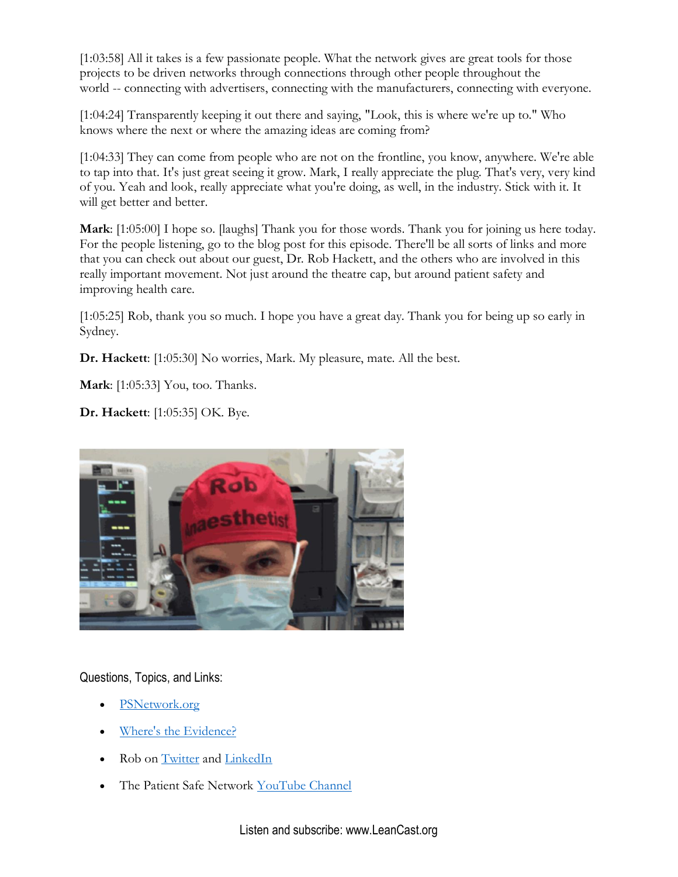[1:03:58] All it takes is a few passionate people. What the network gives are great tools for those projects to be driven networks through connections through other people throughout the world -- connecting with advertisers, connecting with the manufacturers, connecting with everyone.

[1:04:24] Transparently keeping it out there and saying, "Look, this is where we're up to." Who knows where the next or where the amazing ideas are coming from?

[1:04:33] They can come from people who are not on the frontline, you know, anywhere. We're able to tap into that. It's just great seeing it grow. Mark, I really appreciate the plug. That's very, very kind of you. Yeah and look, really appreciate what you're doing, as well, in the industry. Stick with it. It will get better and better.

**Mark**: [1:05:00] I hope so. [laughs] Thank you for those words. Thank you for joining us here today. For the people listening, go to the blog post for this episode. There'll be all sorts of links and more that you can check out about our guest, Dr. Rob Hackett, and the others who are involved in this really important movement. Not just around the theatre cap, but around patient safety and improving health care.

[1:05:25] Rob, thank you so much. I hope you have a great day. Thank you for being up so early in Sydney.

**Dr. Hackett**: [1:05:30] No worries, Mark. My pleasure, mate. All the best.

**Mark**: [1:05:33] You, too. Thanks.

**Dr. Hackett**: [1:05:35] OK. Bye.

Questions, Topics, and Links:

- PSNetwork.org
- Where's the Evidence?
- Rob on Twitter and LinkedIn
- The Patient Safe Network YouTube Channel

Listen and subscribe: www.LeanCast.org